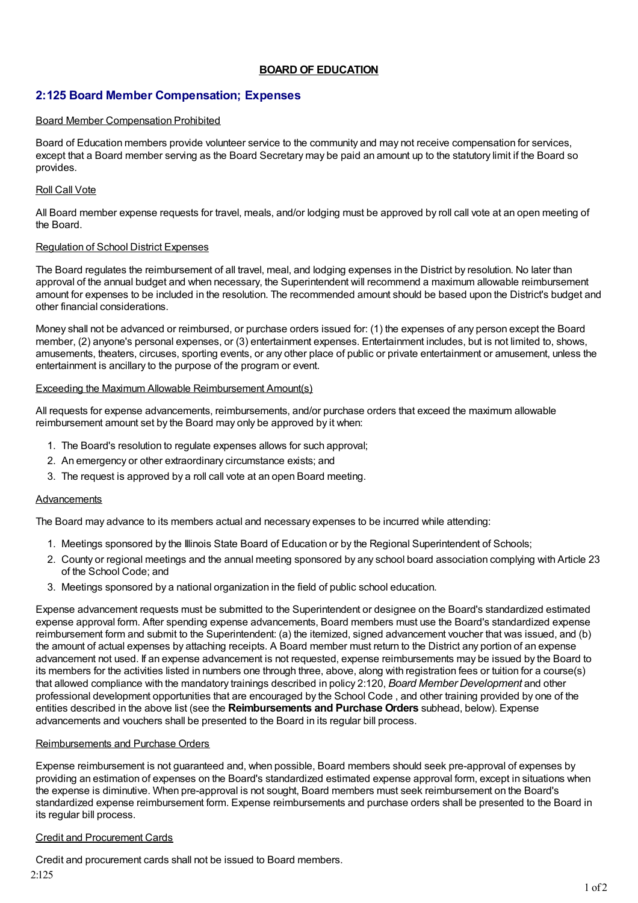# BOARD OF EDUCATION

## 2:125 Board Member Compensation; Expenses

Board Member Compensation Prohibited

Board of Education members provide volunteer service to the community and may not receive compensation for services, except that a Board member serving as the Board Secretary may be paid an amount up to the statutory limit if the Board so provides.

Roll Call Vote

All Board member expense requests for travel, meals, and/or lodging must be approved by roll call vote at an open meeting of the Board.

Regulation of School District Expenses

The Board regulates the reimbursement of all travel, meal, and lodging expenses in the District by resolution. No later than approval of the annual budget and when necessary, the Superintendent will recommend a maximum allowable reimbursement amount for expenses to be included in the resolution. The recommended amount should be based upon the District's budget and other financial considerations.

Money shall not be advanced or reimbursed, or purchase orders issued for: (1) the expenses of any person except the Board member, (2) anyone's personal expenses, or (3) entertainment expenses. Entertainment includes, but is not limited to, shows, amusements, theaters, circuses, sporting events, or any other place of public or private entertainment or amusement, unless the entertainment is ancillary to the purpose of the program or event.

Exceeding the Maximum Allowable Reimbursement Amount(s)

All requests for expense advancements, reimbursements, and/or purchase orders that exceed the maximum allowable reimbursement amount set by the Board may only be approved by it when:

1. The Board's resolution to regulate expenses allows for such approval;
2. An emergency or other extraordinary circumstance exists; and
3. The request is approved by a roll call vote at an open Board meeting.

Advancements

The Board may advance to its members actual and necessary expenses to be incurred while attending:

1. Meetings sponsored by the Illinois State Board of Education or by the Regional Superintendent of Schools;
2. County or regional meetings and the annual meeting sponsored by any school board association complying with Article 23 of the School Code; and
3. Meetings sponsored by a national organization in the field of public school education.

Expense advancement requests must be submitted to the Superintendent or designee on the Board's standardized estimated expense approval form. After spending expense advancements, Board members must use the Board's standardized expense reimbursement form and submit to the Superintendent: (a) the itemized, signed advancement voucher that was issued, and (b) the amount of actual expenses by attaching receipts. A Board member must return to the District any portion of an expense advancement not used. If an expense advancement is not requested, expense reimbursements may be issued by the Board to its members for the activities listed in numbers one through three, above, along with registration fees or tuition for a course(s) that allowed compliance with the mandatory trainings described in policy 2:120, *Board Member Development* and other professional development opportunities that are encouraged by the School Code , and other training provided by one of the entities described in the above list (see the **Reimbursements and Purchase Orders** subhead, below). Expense advancements and vouchers shall be presented to the Board in its regular bill process.

Reimbursements and Purchase Orders

Expense reimbursement is not guaranteed and, when possible, Board members should seek pre-approval of expenses by providing an estimation of expenses on the Board's standardized estimated expense approval form, except in situations when the expense is diminutive. When pre-approval is not sought, Board members must seek reimbursement on the Board's standardized expense reimbursement form. Expense reimbursements and purchase orders shall be presented to the Board in its regular bill process.

Credit and Procurement Cards

Credit and procurement cards shall not be issued to Board members.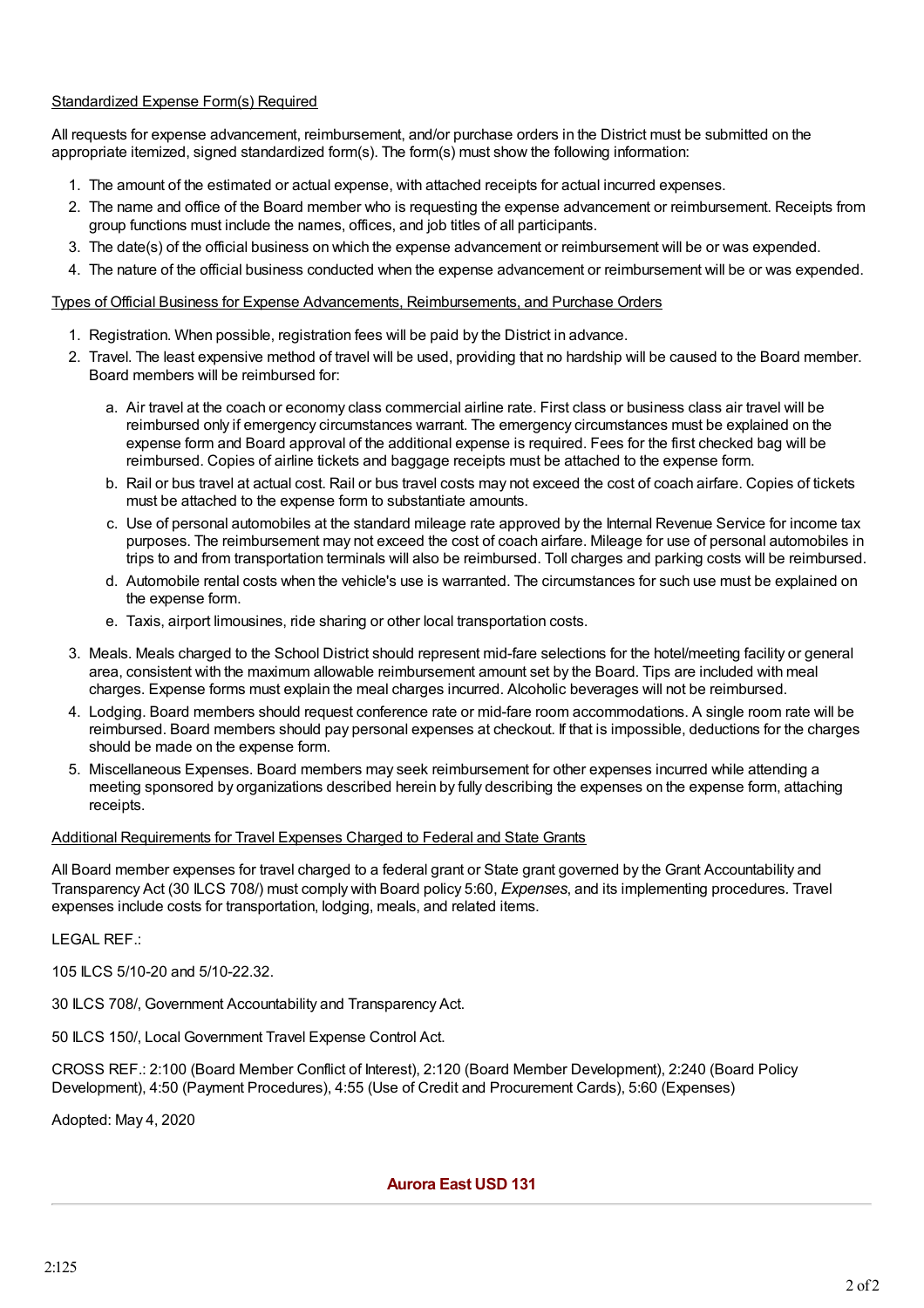Standardized Expense Form(s) Required

All requests for expense advancement, reimbursement, and/or purchase orders in the District must be submitted on the appropriate itemized, signed standardized form(s). The form(s) must show the following information:

1. The amount of the estimated or actual expense, with attached receipts for actual incurred expenses.
2. The name and office of the Board member who is requesting the expense advancement or reimbursement. Receipts from group functions must include the names, offices, and job titles of all participants.
3. The date(s) of the official business on which the expense advancement or reimbursement will be or was expended.
4. The nature of the official business conducted when the expense advancement or reimbursement will be or was expended.

Types of Official Business for Expense Advancements, Reimbursements, and Purchase Orders

1. Registration. When possible, registration fees will be paid by the District in advance.
2. Travel. The least expensive method of travel will be used, providing that no hardship will be caused to the Board member. Board members will be reimbursed for:
   a. Air travel at the coach or economy class commercial airline rate. First class or business class air travel will be reimbursed only if emergency circumstances warrant. The emergency circumstances must be explained on the expense form and Board approval of the additional expense is required. Fees for the first checked bag will be reimbursed. Copies of airline tickets and baggage receipts must be attached to the expense form.
   b. Rail or bus travel at actual cost. Rail or bus travel costs may not exceed the cost of coach airfare. Copies of tickets must be attached to the expense form to substantiate amounts.
   c. Use of personal automobiles at the standard mileage rate approved by the Internal Revenue Service for income tax purposes. The reimbursement may not exceed the cost of coach airfare. Mileage for use of personal automobiles in trips to and from transportation terminals will also be reimbursed. Toll charges and parking costs will be reimbursed.
   d. Automobile rental costs when the vehicle's use is warranted. The circumstances for such use must be explained on the expense form.
   e. Taxis, airport limousines, ride sharing or other local transportation costs.
3. Meals. Meals charged to the School District should represent mid-fare selections for the hotel/meeting facility or general area, consistent with the maximum allowable reimbursement amount set by the Board. Tips are included with meal charges. Expense forms must explain the meal charges incurred. Alcoholic beverages will not be reimbursed.
4. Lodging. Board members should request conference rate or mid-fare room accommodations. A single room rate will be reimbursed. Board members should pay personal expenses at checkout. If that is impossible, deductions for the charges should be made on the expense form.
5. Miscellaneous Expenses. Board members may seek reimbursement for other expenses incurred while attending a meeting sponsored by organizations described herein by fully describing the expenses on the expense form, attaching receipts.

Additional Requirements for Travel Expenses Charged to Federal and State Grants

All Board member expenses for travel charged to a federal grant or State grant governed by the Grant Accountability and Transparency Act (30 ILCS 708/) must comply with Board policy 5:60, *Expenses*, and its implementing procedures. Travel expenses include costs for transportation, lodging, meals, and related items.

LEGAL REF.:

105 ILCS 5/10-20 and 5/10-22.32.

30 ILCS 708/, Government Accountability and Transparency Act.

50 ILCS 150/, Local Government Travel Expense Control Act.

CROSS REF.: 2:100 (Board Member Conflict of Interest), 2:120 (Board Member Development), 2:240 (Board Policy Development), 4:50 (Payment Procedures), 4:55 (Use of Credit and Procurement Cards), 5:60 (Expenses)

Adopted: May 4, 2020

**Aurora East USD 131**